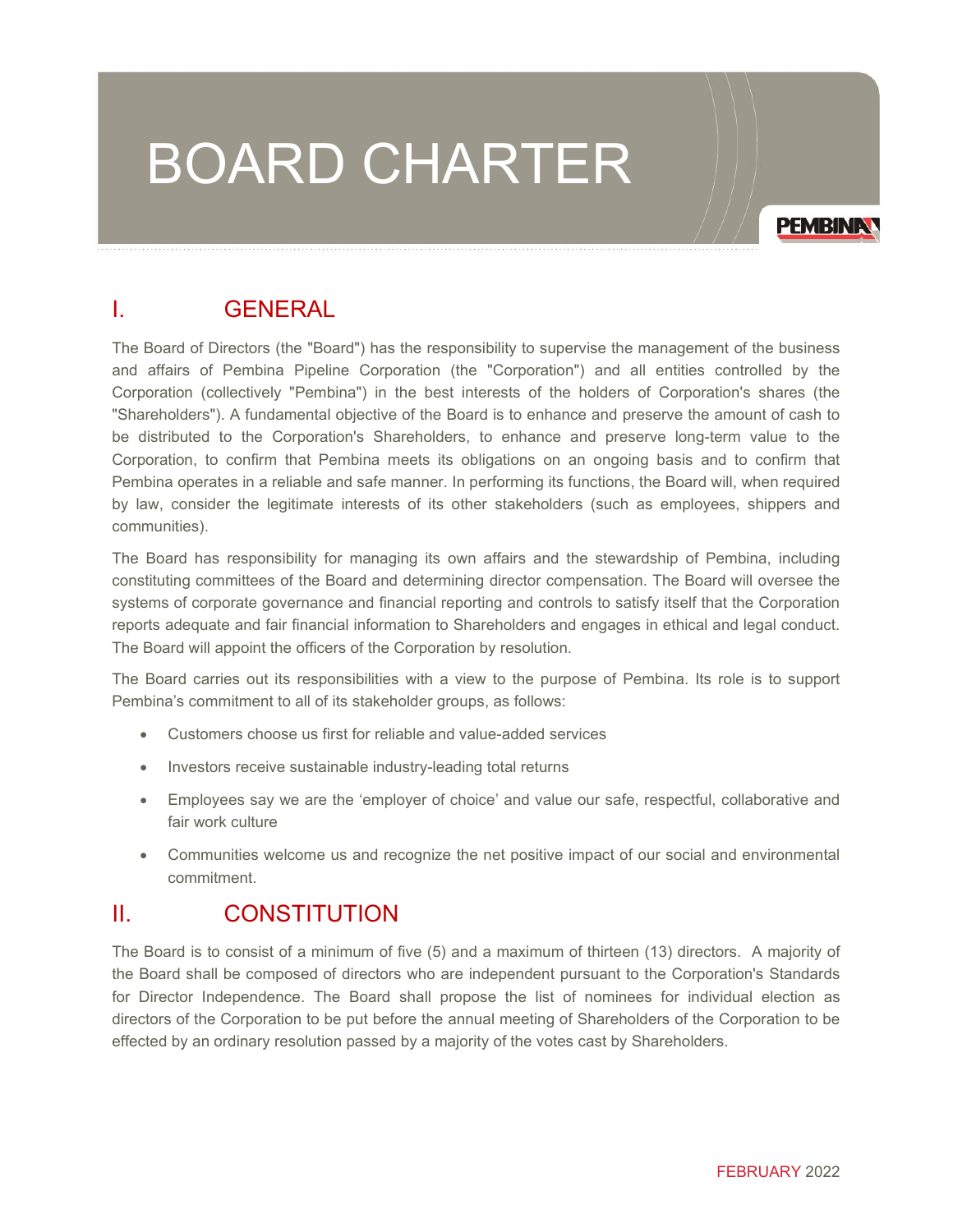# BOARD CHARTER

## I. GENERAL

The Board of Directors (the "Board") has the responsibility to supervise the management of the business and affairs of Pembina Pipeline Corporation (the "Corporation") and all entities controlled by the Corporation (collectively "Pembina") in the best interests of the holders of Corporation's shares (the "Shareholders"). A fundamental objective of the Board is to enhance and preserve the amount of cash to be distributed to the Corporation's Shareholders, to enhance and preserve long-term value to the Corporation, to confirm that Pembina meets its obligations on an ongoing basis and to confirm that Pembina operates in a reliable and safe manner. In performing its functions, the Board will, when required by law, consider the legitimate interests of its other stakeholders (such as employees, shippers and communities).

The Board has responsibility for managing its own affairs and the stewardship of Pembina, including constituting committees of the Board and determining director compensation. The Board will oversee the systems of corporate governance and financial reporting and controls to satisfy itself that the Corporation reports adequate and fair financial information to Shareholders and engages in ethical and legal conduct. The Board will appoint the officers of the Corporation by resolution.

The Board carries out its responsibilities with a view to the purpose of Pembina. Its role is to support Pembina's commitment to all of its stakeholder groups, as follows:

- Customers choose us first for reliable and value-added services
- Investors receive sustainable industry-leading total returns
- Employees say we are the 'employer of choice' and value our safe, respectful, collaborative and fair work culture
- Communities welcome us and recognize the net positive impact of our social and environmental commitment.

## II. CONSTITUTION

The Board is to consist of a minimum of five (5) and a maximum of thirteen (13) directors. A majority of the Board shall be composed of directors who are independent pursuant to the Corporation's Standards for Director Independence. The Board shall propose the list of nominees for individual election as directors of the Corporation to be put before the annual meeting of Shareholders of the Corporation to be effected by an ordinary resolution passed by a majority of the votes cast by Shareholders.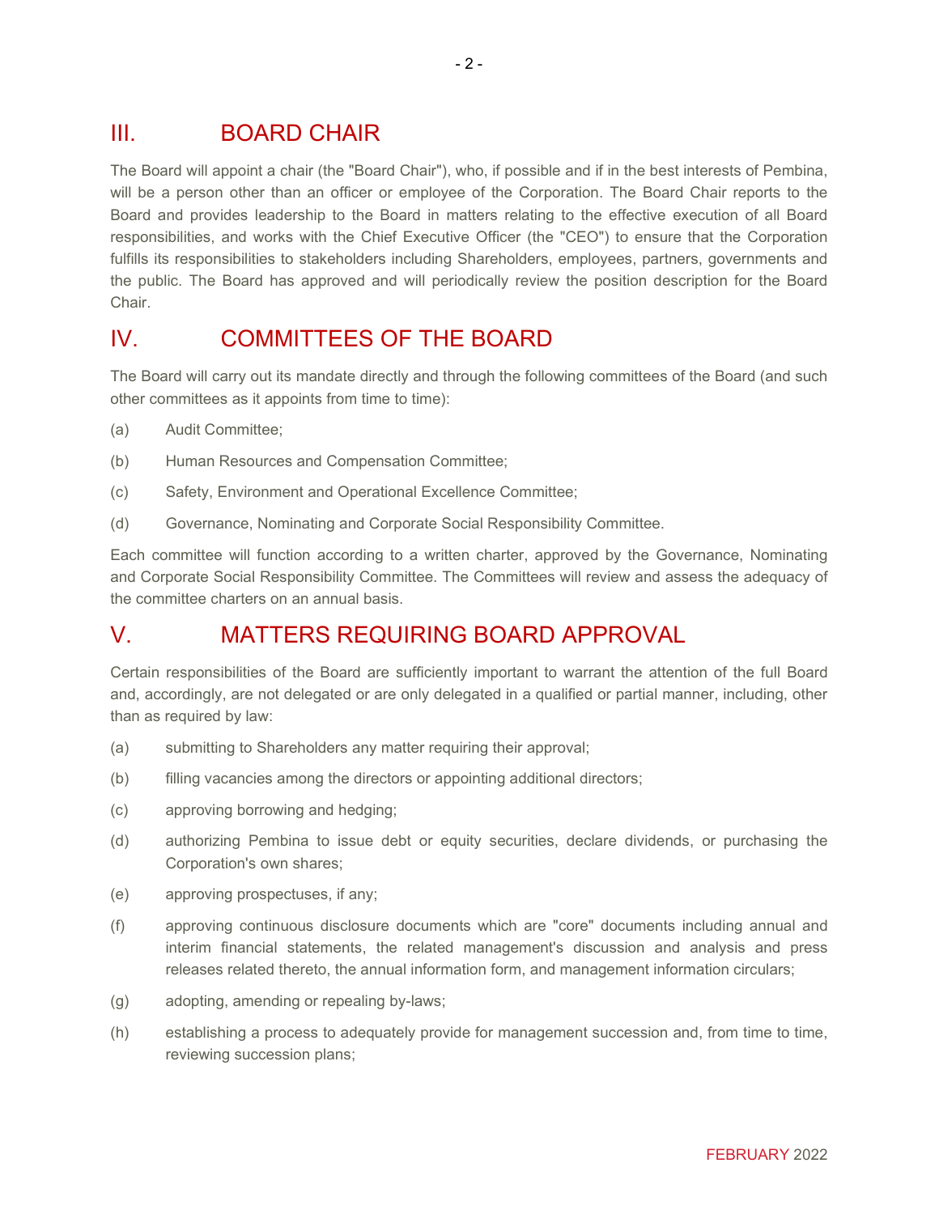## III. BOARD CHAIR

The Board will appoint a chair (the "Board Chair"), who, if possible and if in the best interests of Pembina, will be a person other than an officer or employee of the Corporation. The Board Chair reports to the Board and provides leadership to the Board in matters relating to the effective execution of all Board responsibilities, and works with the Chief Executive Officer (the "CEO") to ensure that the Corporation fulfills its responsibilities to stakeholders including Shareholders, employees, partners, governments and the public. The Board has approved and will periodically review the position description for the Board Chair.

## IV. COMMITTEES OF THE BOARD

The Board will carry out its mandate directly and through the following committees of the Board (and such other committees as it appoints from time to time):

(a) Audit Committee;

(b) Human Resources and Compensation Committee;

(c) Safety, Environment and Operational Excellence Committee;

(d) Governance, Nominating and Corporate Social Responsibility Committee.

Each committee will function according to a written charter, approved by the Governance, Nominating and Corporate Social Responsibility Committee. The Committees will review and assess the adequacy of the committee charters on an annual basis.

## V. MATTERS REQUIRING BOARD APPROVAL

Certain responsibilities of the Board are sufficiently important to warrant the attention of the full Board and, accordingly, are not delegated or are only delegated in a qualified or partial manner, including, other than as required by law:

(a) submitting to Shareholders any matter requiring their approval;

(b) filling vacancies among the directors or appointing additional directors;

(c) approving borrowing and hedging;

(d) authorizing Pembina to issue debt or equity securities, declare dividends, or purchasing the Corporation's own shares;

(e) approving prospectuses, if any;

(f) approving continuous disclosure documents which are "core" documents including annual and interim financial statements, the related management's discussion and analysis and press releases related thereto, the annual information form, and management information circulars;

(g) adopting, amending or repealing by-laws;

(h) establishing a process to adequately provide for management succession and, from time to time, reviewing succession plans;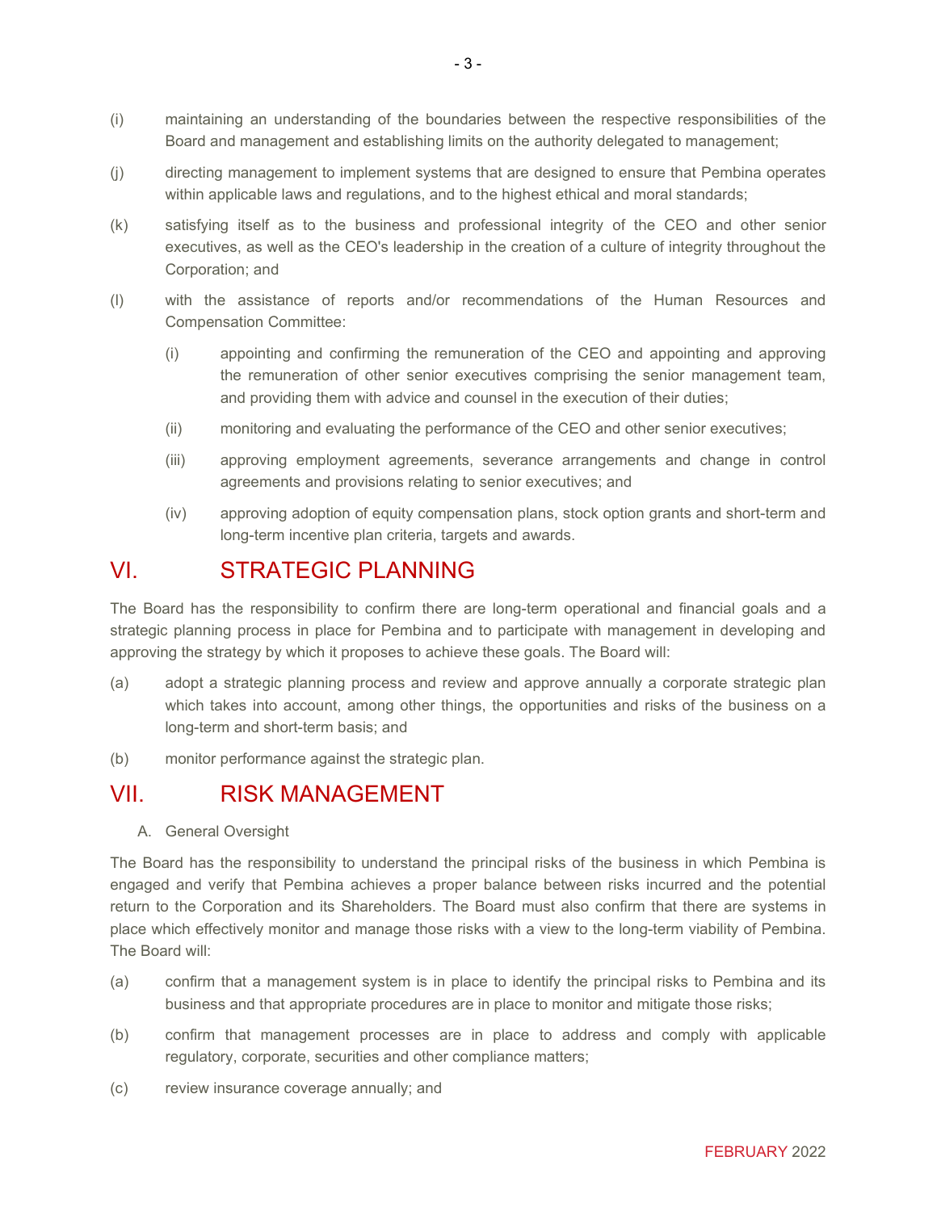(i) maintaining an understanding of the boundaries between the respective responsibilities of the Board and management and establishing limits on the authority delegated to management;

(j) directing management to implement systems that are designed to ensure that Pembina operates within applicable laws and regulations, and to the highest ethical and moral standards;

(k) satisfying itself as to the business and professional integrity of the CEO and other senior executives, as well as the CEO's leadership in the creation of a culture of integrity throughout the Corporation; and

(l) with the assistance of reports and/or recommendations of the Human Resources and Compensation Committee:

    (i) appointing and confirming the remuneration of the CEO and appointing and approving the remuneration of other senior executives comprising the senior management team, and providing them with advice and counsel in the execution of their duties;

    (ii) monitoring and evaluating the performance of the CEO and other senior executives;

    (iii) approving employment agreements, severance arrangements and change in control agreements and provisions relating to senior executives; and

    (iv) approving adoption of equity compensation plans, stock option grants and short-term and long-term incentive plan criteria, targets and awards.

## VI. STRATEGIC PLANNING

The Board has the responsibility to confirm there are long-term operational and financial goals and a strategic planning process in place for Pembina and to participate with management in developing and approving the strategy by which it proposes to achieve these goals. The Board will:

(a) adopt a strategic planning process and review and approve annually a corporate strategic plan which takes into account, among other things, the opportunities and risks of the business on a long-term and short-term basis; and

(b) monitor performance against the strategic plan.

## VII. RISK MANAGEMENT

### A. General Oversight

The Board has the responsibility to understand the principal risks of the business in which Pembina is engaged and verify that Pembina achieves a proper balance between risks incurred and the potential return to the Corporation and its Shareholders. The Board must also confirm that there are systems in place which effectively monitor and manage those risks with a view to the long-term viability of Pembina. The Board will:

(a) confirm that a management system is in place to identify the principal risks to Pembina and its business and that appropriate procedures are in place to monitor and mitigate those risks;

(b) confirm that management processes are in place to address and comply with applicable regulatory, corporate, securities and other compliance matters;

(c) review insurance coverage annually; and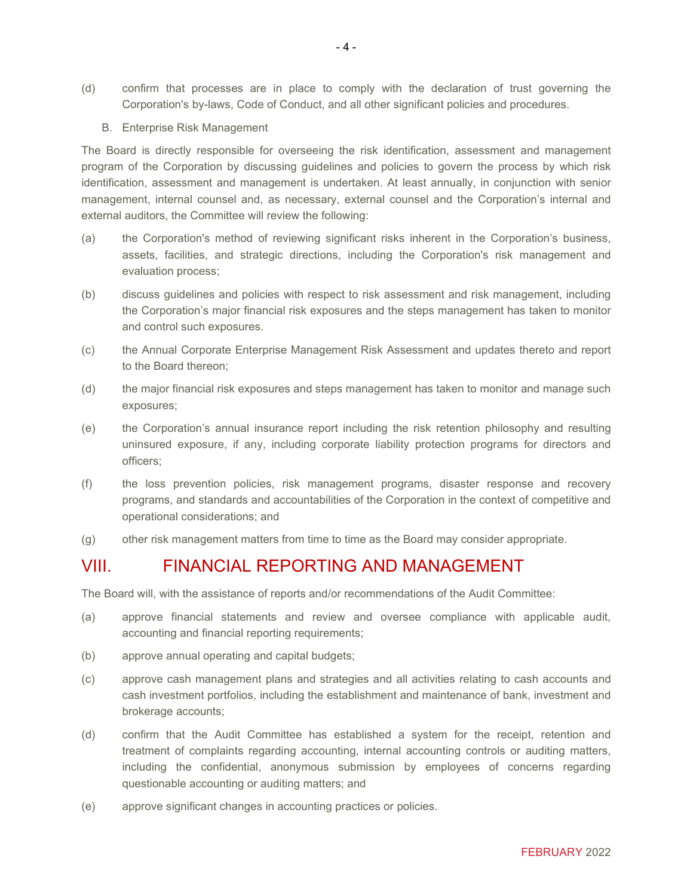(d) confirm that processes are in place to comply with the declaration of trust governing the Corporation's by-laws, Code of Conduct, and all other significant policies and procedures.

### B. Enterprise Risk Management

The Board is directly responsible for overseeing the risk identification, assessment and management program of the Corporation by discussing guidelines and policies to govern the process by which risk identification, assessment and management is undertaken. At least annually, in conjunction with senior management, internal counsel and, as necessary, external counsel and the Corporation's internal and external auditors, the Committee will review the following:

(a) the Corporation's method of reviewing significant risks inherent in the Corporation's business, assets, facilities, and strategic directions, including the Corporation's risk management and evaluation process;

(b) discuss guidelines and policies with respect to risk assessment and risk management, including the Corporation's major financial risk exposures and the steps management has taken to monitor and control such exposures.

(c) the Annual Corporate Enterprise Management Risk Assessment and updates thereto and report to the Board thereon;

(d) the major financial risk exposures and steps management has taken to monitor and manage such exposures;

(e) the Corporation's annual insurance report including the risk retention philosophy and resulting uninsured exposure, if any, including corporate liability protection programs for directors and officers;

(f) the loss prevention policies, risk management programs, disaster response and recovery programs, and standards and accountabilities of the Corporation in the context of competitive and operational considerations; and

(g) other risk management matters from time to time as the Board may consider appropriate.

## VIII. FINANCIAL REPORTING AND MANAGEMENT

The Board will, with the assistance of reports and/or recommendations of the Audit Committee:

(a) approve financial statements and review and oversee compliance with applicable audit, accounting and financial reporting requirements;

(b) approve annual operating and capital budgets;

(c) approve cash management plans and strategies and all activities relating to cash accounts and cash investment portfolios, including the establishment and maintenance of bank, investment and brokerage accounts;

(d) confirm that the Audit Committee has established a system for the receipt, retention and treatment of complaints regarding accounting, internal accounting controls or auditing matters, including the confidential, anonymous submission by employees of concerns regarding questionable accounting or auditing matters; and

(e) approve significant changes in accounting practices or policies.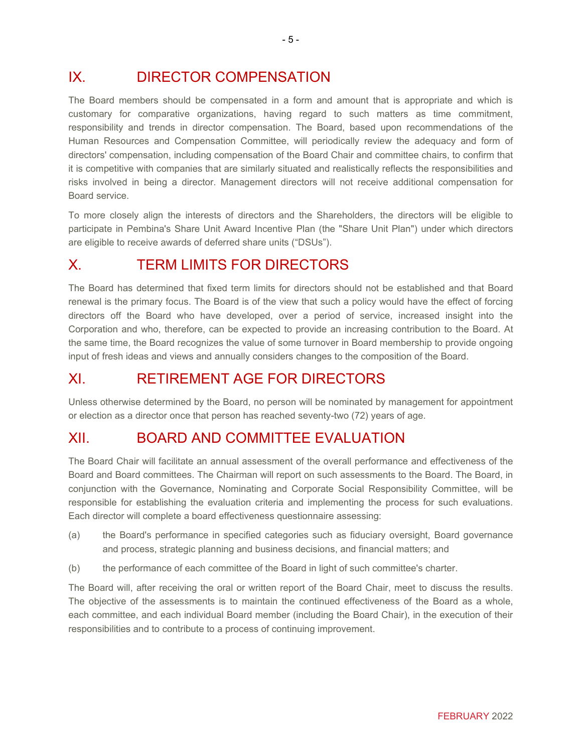## IX. DIRECTOR COMPENSATION

The Board members should be compensated in a form and amount that is appropriate and which is customary for comparative organizations, having regard to such matters as time commitment, responsibility and trends in director compensation. The Board, based upon recommendations of the Human Resources and Compensation Committee, will periodically review the adequacy and form of directors' compensation, including compensation of the Board Chair and committee chairs, to confirm that it is competitive with companies that are similarly situated and realistically reflects the responsibilities and risks involved in being a director. Management directors will not receive additional compensation for Board service.

To more closely align the interests of directors and the Shareholders, the directors will be eligible to participate in Pembina's Share Unit Award Incentive Plan (the "Share Unit Plan") under which directors are eligible to receive awards of deferred share units ("DSUs").

## X. TERM LIMITS FOR DIRECTORS

The Board has determined that fixed term limits for directors should not be established and that Board renewal is the primary focus. The Board is of the view that such a policy would have the effect of forcing directors off the Board who have developed, over a period of service, increased insight into the Corporation and who, therefore, can be expected to provide an increasing contribution to the Board. At the same time, the Board recognizes the value of some turnover in Board membership to provide ongoing input of fresh ideas and views and annually considers changes to the composition of the Board.

## XI. RETIREMENT AGE FOR DIRECTORS

Unless otherwise determined by the Board, no person will be nominated by management for appointment or election as a director once that person has reached seventy-two (72) years of age.

## XII. BOARD AND COMMITTEE EVALUATION

The Board Chair will facilitate an annual assessment of the overall performance and effectiveness of the Board and Board committees. The Chairman will report on such assessments to the Board. The Board, in conjunction with the Governance, Nominating and Corporate Social Responsibility Committee, will be responsible for establishing the evaluation criteria and implementing the process for such evaluations. Each director will complete a board effectiveness questionnaire assessing:

(a) the Board's performance in specified categories such as fiduciary oversight, Board governance and process, strategic planning and business decisions, and financial matters; and

(b) the performance of each committee of the Board in light of such committee's charter.

The Board will, after receiving the oral or written report of the Board Chair, meet to discuss the results. The objective of the assessments is to maintain the continued effectiveness of the Board as a whole, each committee, and each individual Board member (including the Board Chair), in the execution of their responsibilities and to contribute to a process of continuing improvement.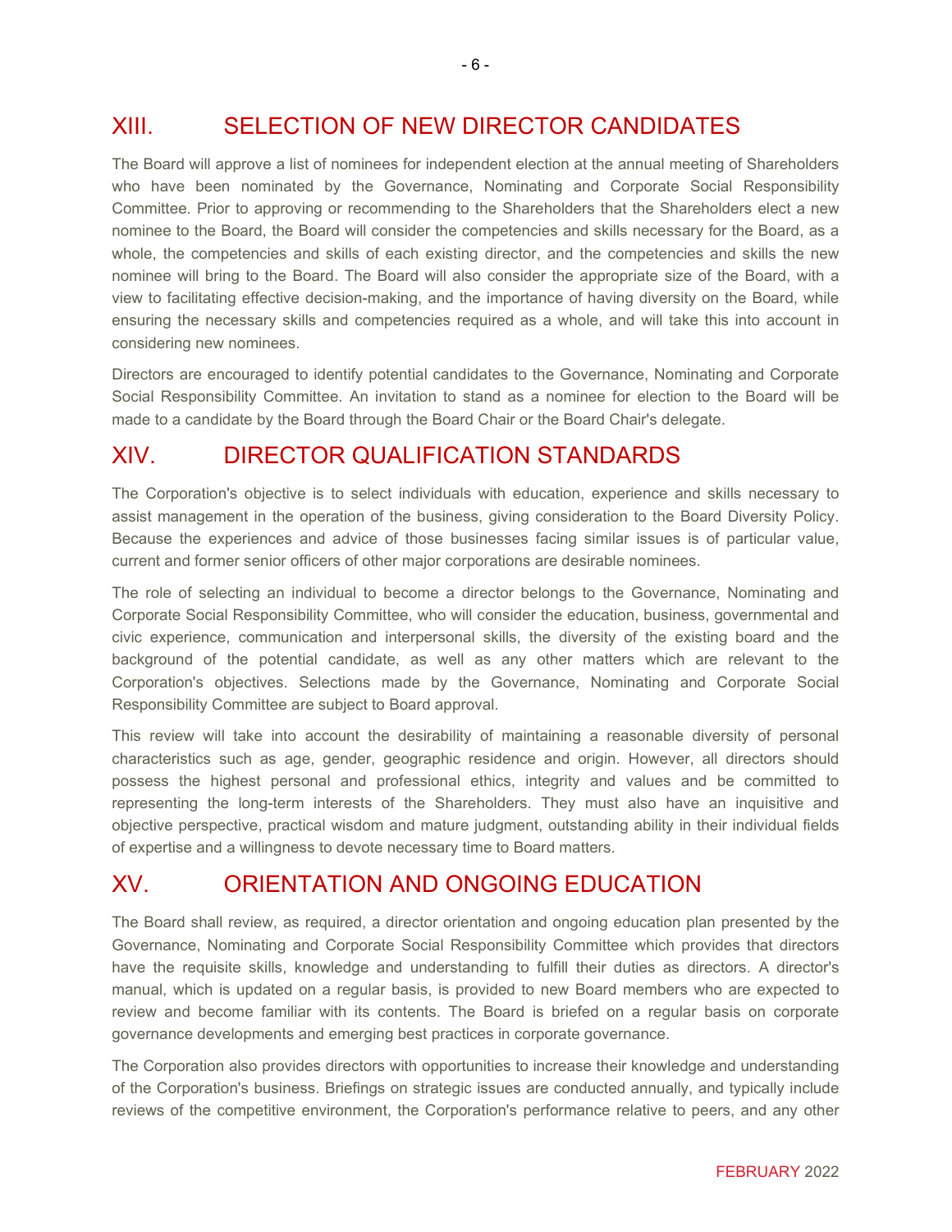## XIII. SELECTION OF NEW DIRECTOR CANDIDATES

The Board will approve a list of nominees for independent election at the annual meeting of Shareholders who have been nominated by the Governance, Nominating and Corporate Social Responsibility Committee. Prior to approving or recommending to the Shareholders that the Shareholders elect a new nominee to the Board, the Board will consider the competencies and skills necessary for the Board, as a whole, the competencies and skills of each existing director, and the competencies and skills the new nominee will bring to the Board. The Board will also consider the appropriate size of the Board, with a view to facilitating effective decision-making, and the importance of having diversity on the Board, while ensuring the necessary skills and competencies required as a whole, and will take this into account in considering new nominees.

Directors are encouraged to identify potential candidates to the Governance, Nominating and Corporate Social Responsibility Committee. An invitation to stand as a nominee for election to the Board will be made to a candidate by the Board through the Board Chair or the Board Chair's delegate.

## XIV. DIRECTOR QUALIFICATION STANDARDS

The Corporation's objective is to select individuals with education, experience and skills necessary to assist management in the operation of the business, giving consideration to the Board Diversity Policy. Because the experiences and advice of those businesses facing similar issues is of particular value, current and former senior officers of other major corporations are desirable nominees.

The role of selecting an individual to become a director belongs to the Governance, Nominating and Corporate Social Responsibility Committee, who will consider the education, business, governmental and civic experience, communication and interpersonal skills, the diversity of the existing board and the background of the potential candidate, as well as any other matters which are relevant to the Corporation's objectives. Selections made by the Governance, Nominating and Corporate Social Responsibility Committee are subject to Board approval.

This review will take into account the desirability of maintaining a reasonable diversity of personal characteristics such as age, gender, geographic residence and origin. However, all directors should possess the highest personal and professional ethics, integrity and values and be committed to representing the long-term interests of the Shareholders. They must also have an inquisitive and objective perspective, practical wisdom and mature judgment, outstanding ability in their individual fields of expertise and a willingness to devote necessary time to Board matters.

## XV. ORIENTATION AND ONGOING EDUCATION

The Board shall review, as required, a director orientation and ongoing education plan presented by the Governance, Nominating and Corporate Social Responsibility Committee which provides that directors have the requisite skills, knowledge and understanding to fulfill their duties as directors. A director's manual, which is updated on a regular basis, is provided to new Board members who are expected to review and become familiar with its contents. The Board is briefed on a regular basis on corporate governance developments and emerging best practices in corporate governance.

The Corporation also provides directors with opportunities to increase their knowledge and understanding of the Corporation's business. Briefings on strategic issues are conducted annually, and typically include reviews of the competitive environment, the Corporation's performance relative to peers, and any other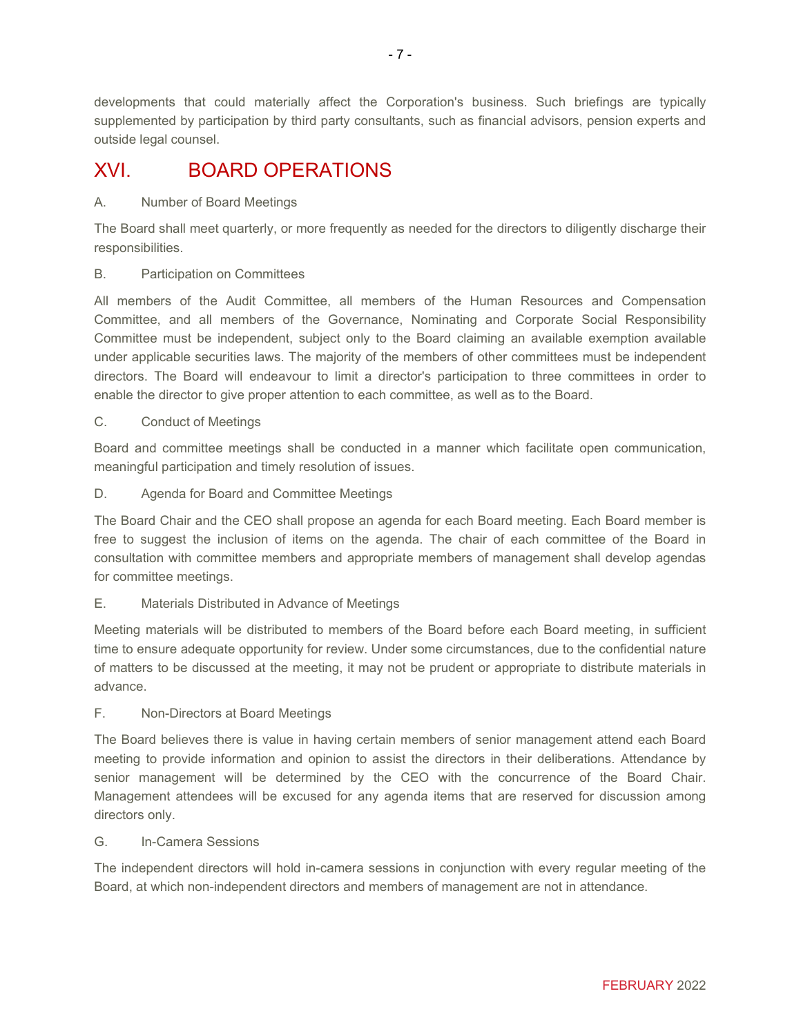developments that could materially affect the Corporation's business. Such briefings are typically supplemented by participation by third party consultants, such as financial advisors, pension experts and outside legal counsel.

# XVI. BOARD OPERATIONS

A. Number of Board Meetings

The Board shall meet quarterly, or more frequently as needed for the directors to diligently discharge their responsibilities.

B. Participation on Committees

All members of the Audit Committee, all members of the Human Resources and Compensation Committee, and all members of the Governance, Nominating and Corporate Social Responsibility Committee must be independent, subject only to the Board claiming an available exemption available under applicable securities laws. The majority of the members of other committees must be independent directors. The Board will endeavour to limit a director's participation to three committees in order to enable the director to give proper attention to each committee, as well as to the Board.

C. Conduct of Meetings

Board and committee meetings shall be conducted in a manner which facilitate open communication, meaningful participation and timely resolution of issues.

D. Agenda for Board and Committee Meetings

The Board Chair and the CEO shall propose an agenda for each Board meeting. Each Board member is free to suggest the inclusion of items on the agenda. The chair of each committee of the Board in consultation with committee members and appropriate members of management shall develop agendas for committee meetings.

E. Materials Distributed in Advance of Meetings

Meeting materials will be distributed to members of the Board before each Board meeting, in sufficient time to ensure adequate opportunity for review. Under some circumstances, due to the confidential nature of matters to be discussed at the meeting, it may not be prudent or appropriate to distribute materials in advance.

F. Non-Directors at Board Meetings

The Board believes there is value in having certain members of senior management attend each Board meeting to provide information and opinion to assist the directors in their deliberations. Attendance by senior management will be determined by the CEO with the concurrence of the Board Chair. Management attendees will be excused for any agenda items that are reserved for discussion among directors only.

G. In-Camera Sessions

The independent directors will hold in-camera sessions in conjunction with every regular meeting of the Board, at which non-independent directors and members of management are not in attendance.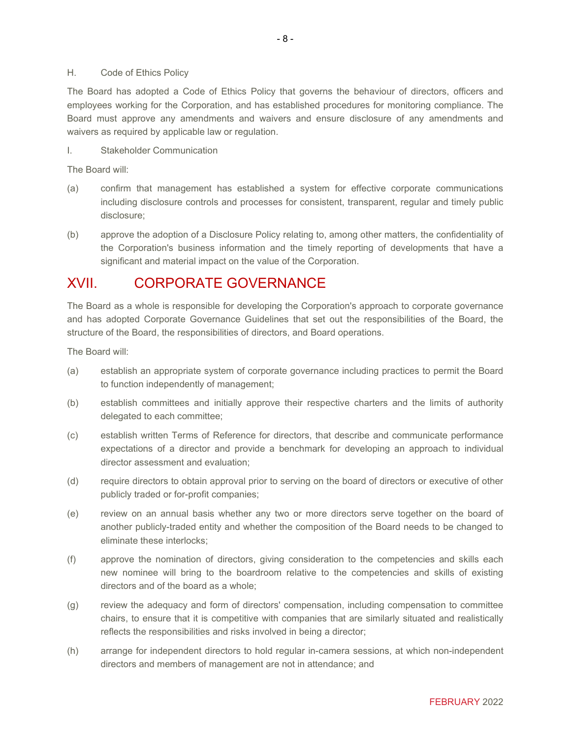H. Code of Ethics Policy

The Board has adopted a Code of Ethics Policy that governs the behaviour of directors, officers and employees working for the Corporation, and has established procedures for monitoring compliance. The Board must approve any amendments and waivers and ensure disclosure of any amendments and waivers as required by applicable law or regulation.

I. Stakeholder Communication

The Board will:

(a) confirm that management has established a system for effective corporate communications including disclosure controls and processes for consistent, transparent, regular and timely public disclosure;

(b) approve the adoption of a Disclosure Policy relating to, among other matters, the confidentiality of the Corporation's business information and the timely reporting of developments that have a significant and material impact on the value of the Corporation.

## XVII. CORPORATE GOVERNANCE

The Board as a whole is responsible for developing the Corporation's approach to corporate governance and has adopted Corporate Governance Guidelines that set out the responsibilities of the Board, the structure of the Board, the responsibilities of directors, and Board operations.

The Board will:

(a) establish an appropriate system of corporate governance including practices to permit the Board to function independently of management;

(b) establish committees and initially approve their respective charters and the limits of authority delegated to each committee;

(c) establish written Terms of Reference for directors, that describe and communicate performance expectations of a director and provide a benchmark for developing an approach to individual director assessment and evaluation;

(d) require directors to obtain approval prior to serving on the board of directors or executive of other publicly traded or for-profit companies;

(e) review on an annual basis whether any two or more directors serve together on the board of another publicly-traded entity and whether the composition of the Board needs to be changed to eliminate these interlocks;

(f) approve the nomination of directors, giving consideration to the competencies and skills each new nominee will bring to the boardroom relative to the competencies and skills of existing directors and of the board as a whole;

(g) review the adequacy and form of directors' compensation, including compensation to committee chairs, to ensure that it is competitive with companies that are similarly situated and realistically reflects the responsibilities and risks involved in being a director;

(h) arrange for independent directors to hold regular in-camera sessions, at which non-independent directors and members of management are not in attendance; and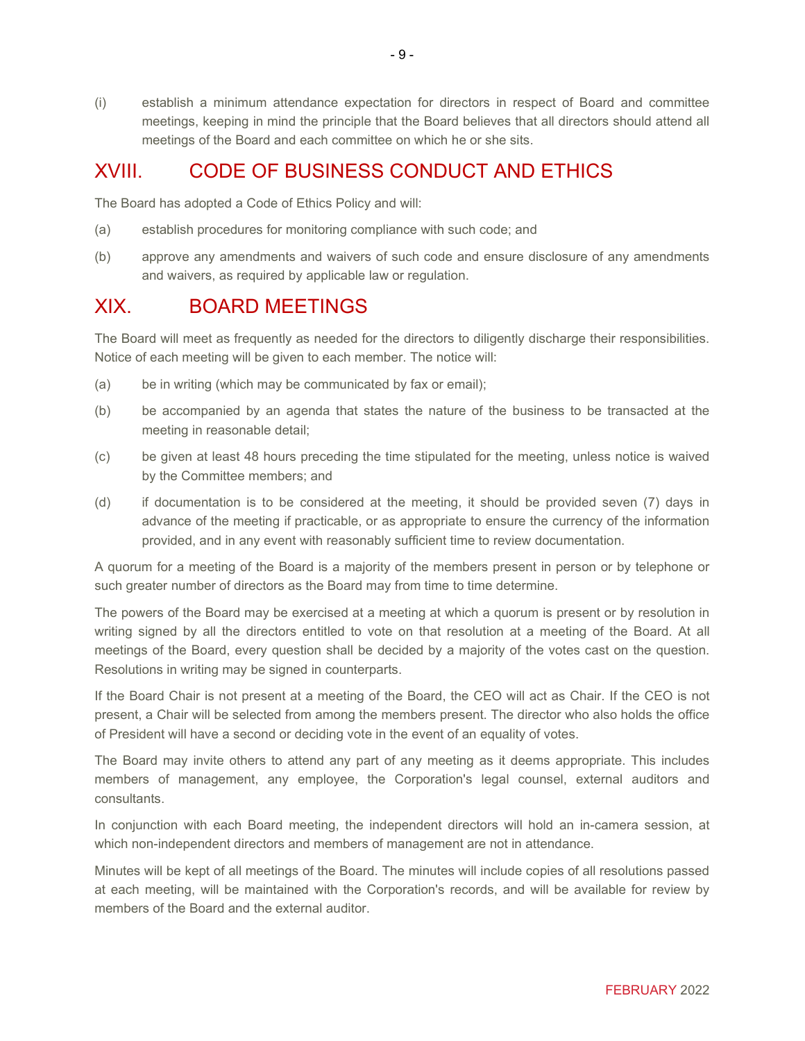(i) establish a minimum attendance expectation for directors in respect of Board and committee meetings, keeping in mind the principle that the Board believes that all directors should attend all meetings of the Board and each committee on which he or she sits.

## XVIII. CODE OF BUSINESS CONDUCT AND ETHICS

The Board has adopted a Code of Ethics Policy and will:

(a) establish procedures for monitoring compliance with such code; and

(b) approve any amendments and waivers of such code and ensure disclosure of any amendments and waivers, as required by applicable law or regulation.

## XIX. BOARD MEETINGS

The Board will meet as frequently as needed for the directors to diligently discharge their responsibilities. Notice of each meeting will be given to each member. The notice will:

(a) be in writing (which may be communicated by fax or email);

(b) be accompanied by an agenda that states the nature of the business to be transacted at the meeting in reasonable detail;

(c) be given at least 48 hours preceding the time stipulated for the meeting, unless notice is waived by the Committee members; and

(d) if documentation is to be considered at the meeting, it should be provided seven (7) days in advance of the meeting if practicable, or as appropriate to ensure the currency of the information provided, and in any event with reasonably sufficient time to review documentation.

A quorum for a meeting of the Board is a majority of the members present in person or by telephone or such greater number of directors as the Board may from time to time determine.

The powers of the Board may be exercised at a meeting at which a quorum is present or by resolution in writing signed by all the directors entitled to vote on that resolution at a meeting of the Board. At all meetings of the Board, every question shall be decided by a majority of the votes cast on the question. Resolutions in writing may be signed in counterparts.

If the Board Chair is not present at a meeting of the Board, the CEO will act as Chair. If the CEO is not present, a Chair will be selected from among the members present. The director who also holds the office of President will have a second or deciding vote in the event of an equality of votes.

The Board may invite others to attend any part of any meeting as it deems appropriate. This includes members of management, any employee, the Corporation's legal counsel, external auditors and consultants.

In conjunction with each Board meeting, the independent directors will hold an in-camera session, at which non-independent directors and members of management are not in attendance.

Minutes will be kept of all meetings of the Board. The minutes will include copies of all resolutions passed at each meeting, will be maintained with the Corporation's records, and will be available for review by members of the Board and the external auditor.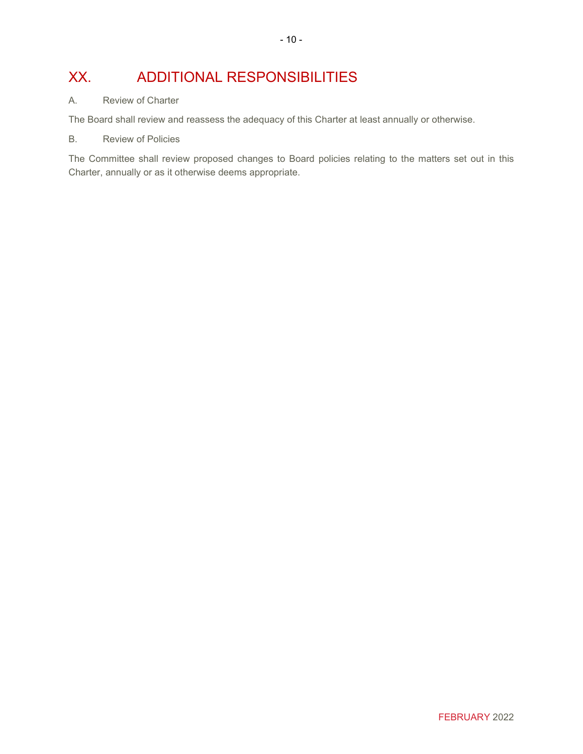# XX. ADDITIONAL RESPONSIBILITIES

A. Review of Charter

The Board shall review and reassess the adequacy of this Charter at least annually or otherwise.

B. Review of Policies

The Committee shall review proposed changes to Board policies relating to the matters set out in this Charter, annually or as it otherwise deems appropriate.